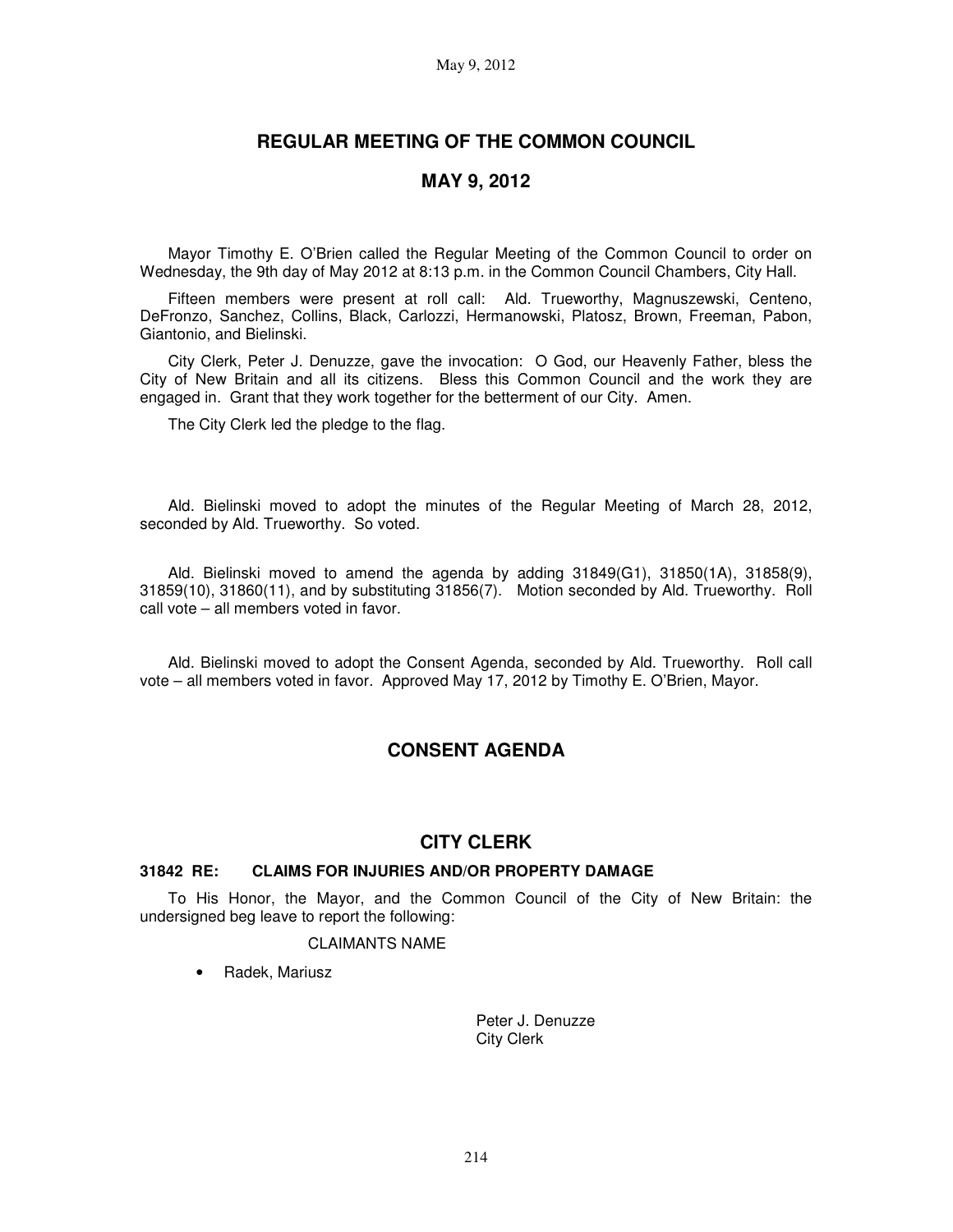# REGULAR MEETING OF THE COMMON COUNCIL

## MAY 9, 2012

Mayor Timothy E. O'Brien called the Regular Meeting of the Common Council to order on Wednesday, the 9th day of May 2012 at 8:13 p.m. in the Common Council Chambers, City Hall.

Fifteen members were present at roll call: Ald. Trueworthy, Magnuszewski, Centeno, DeFronzo, Sanchez, Collins, Black, Carlozzi, Hermanowski, Platosz, Brown, Freeman, Pabon, Giantonio, and Bielinski.

City Clerk, Peter J. Denuzze, gave the invocation: O God, our Heavenly Father, bless the City of New Britain and all its citizens. Bless this Common Council and the work they are engaged in. Grant that they work together for the betterment of our City. Amen.

The City Clerk led the pledge to the flag.

Ald. Bielinski moved to adopt the minutes of the Regular Meeting of March 28, 2012, seconded by Ald. Trueworthy. So voted.

Ald. Bielinski moved to amend the agenda by adding 31849(G1), 31850(1A), 31858(9), 31859(10), 31860(11), and by substituting 31856(7). Motion seconded by Ald. Trueworthy. Roll call vote – all members voted in favor.

Ald. Bielinski moved to adopt the Consent Agenda, seconded by Ald. Trueworthy. Roll call vote – all members voted in favor. Approved May 17, 2012 by Timothy E. O'Brien, Mayor.

## CONSENT AGENDA

## CITY CLERK

### 31842 RE: CLAIMS FOR INJURIES AND/OR PROPERTY DAMAGE

To His Honor, the Mayor, and the Common Council of the City of New Britain: the undersigned beg leave to report the following:

CLAIMANTS NAME

- Radek, Mariusz

Peter J. Denuzze
City Clerk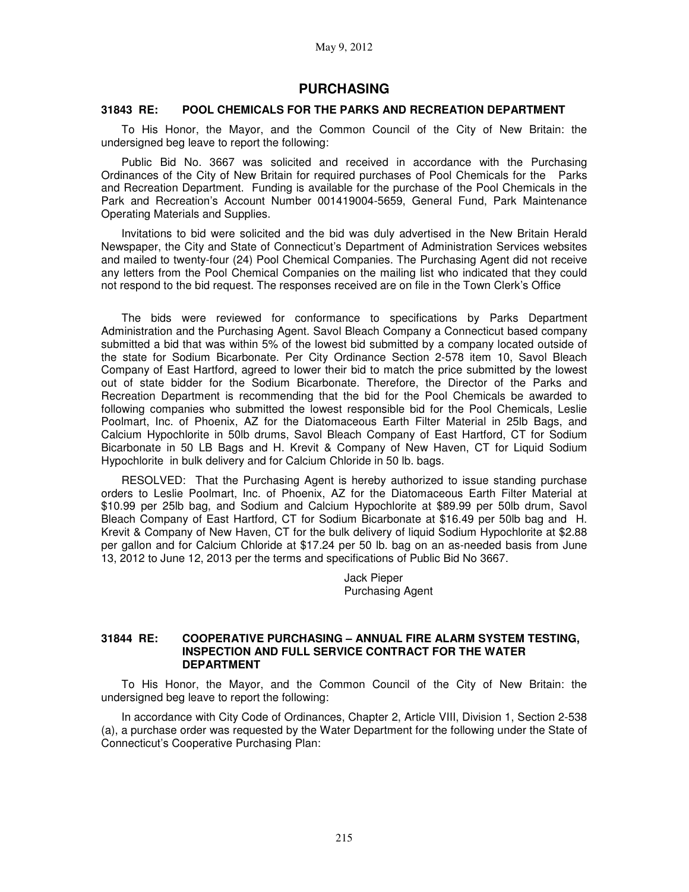## PURCHASING

### 31843 RE: POOL CHEMICALS FOR THE PARKS AND RECREATION DEPARTMENT

To His Honor, the Mayor, and the Common Council of the City of New Britain: the undersigned beg leave to report the following:

Public Bid No. 3667 was solicited and received in accordance with the Purchasing Ordinances of the City of New Britain for required purchases of Pool Chemicals for the Parks and Recreation Department. Funding is available for the purchase of the Pool Chemicals in the Park and Recreation's Account Number 001419004-5659, General Fund, Park Maintenance Operating Materials and Supplies.

Invitations to bid were solicited and the bid was duly advertised in the New Britain Herald Newspaper, the City and State of Connecticut's Department of Administration Services websites and mailed to twenty-four (24) Pool Chemical Companies. The Purchasing Agent did not receive any letters from the Pool Chemical Companies on the mailing list who indicated that they could not respond to the bid request. The responses received are on file in the Town Clerk's Office

The bids were reviewed for conformance to specifications by Parks Department Administration and the Purchasing Agent. Savol Bleach Company a Connecticut based company submitted a bid that was within 5% of the lowest bid submitted by a company located outside of the state for Sodium Bicarbonate. Per City Ordinance Section 2-578 item 10, Savol Bleach Company of East Hartford, agreed to lower their bid to match the price submitted by the lowest out of state bidder for the Sodium Bicarbonate. Therefore, the Director of the Parks and Recreation Department is recommending that the bid for the Pool Chemicals be awarded to following companies who submitted the lowest responsible bid for the Pool Chemicals, Leslie Poolmart, Inc. of Phoenix, AZ for the Diatomaceous Earth Filter Material in 25lb Bags, and Calcium Hypochlorite in 50lb drums, Savol Bleach Company of East Hartford, CT for Sodium Bicarbonate in 50 LB Bags and H. Krevit & Company of New Haven, CT for Liquid Sodium Hypochlorite in bulk delivery and for Calcium Chloride in 50 lb. bags.

RESOLVED: That the Purchasing Agent is hereby authorized to issue standing purchase orders to Leslie Poolmart, Inc. of Phoenix, AZ for the Diatomaceous Earth Filter Material at $10.99 per 25lb bag, and Sodium and Calcium Hypochlorite at $89.99 per 50lb drum, Savol Bleach Company of East Hartford, CT for Sodium Bicarbonate at $16.49 per 50lb bag and H. Krevit & Company of New Haven, CT for the bulk delivery of liquid Sodium Hypochlorite at $2.88 per gallon and for Calcium Chloride at $17.24 per 50 lb. bag on an as-needed basis from June 13, 2012 to June 12, 2013 per the terms and specifications of Public Bid No 3667.

Jack Pieper
Purchasing Agent

### 31844 RE: COOPERATIVE PURCHASING – ANNUAL FIRE ALARM SYSTEM TESTING, INSPECTION AND FULL SERVICE CONTRACT FOR THE WATER DEPARTMENT

To His Honor, the Mayor, and the Common Council of the City of New Britain: the undersigned beg leave to report the following:

In accordance with City Code of Ordinances, Chapter 2, Article VIII, Division 1, Section 2-538 (a), a purchase order was requested by the Water Department for the following under the State of Connecticut's Cooperative Purchasing Plan: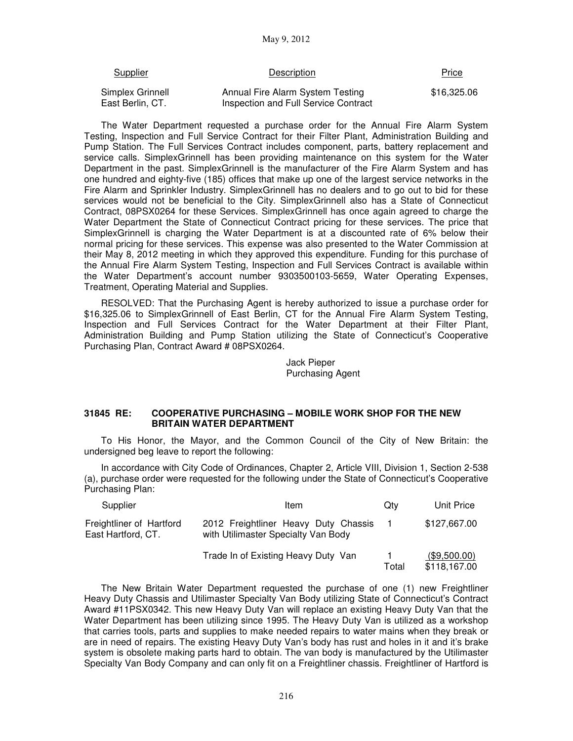| Supplier | Description | Price |
|---|---|---|
| Simplex Grinnell East Berlin, CT. | Annual Fire Alarm System Testing Inspection and Full Service Contract | $16,325.06 |

The Water Department requested a purchase order for the Annual Fire Alarm System Testing, Inspection and Full Service Contract for their Filter Plant, Administration Building and Pump Station. The Full Services Contract includes component, parts, battery replacement and service calls. SimplexGrinnell has been providing maintenance on this system for the Water Department in the past. SimplexGrinnell is the manufacturer of the Fire Alarm System and has one hundred and eighty-five (185) offices that make up one of the largest service networks in the Fire Alarm and Sprinkler Industry. SimplexGrinnell has no dealers and to go out to bid for these services would not be beneficial to the City. SimplexGrinnell also has a State of Connecticut Contract, 08PSX0264 for these Services. SimplexGrinnell has once again agreed to charge the Water Department the State of Connecticut Contract pricing for these services. The price that SimplexGrinnell is charging the Water Department is at a discounted rate of 6% below their normal pricing for these services. This expense was also presented to the Water Commission at their May 8, 2012 meeting in which they approved this expenditure. Funding for this purchase of the Annual Fire Alarm System Testing, Inspection and Full Services Contract is available within the Water Department's account number 9303500103-5659, Water Operating Expenses, Treatment, Operating Material and Supplies.

RESOLVED: That the Purchasing Agent is hereby authorized to issue a purchase order for $16,325.06 to SimplexGrinnell of East Berlin, CT for the Annual Fire Alarm System Testing, Inspection and Full Services Contract for the Water Department at their Filter Plant, Administration Building and Pump Station utilizing the State of Connecticut's Cooperative Purchasing Plan, Contract Award # 08PSX0264.

Jack Pieper
Purchasing Agent

**31845 RE: COOPERATIVE PURCHASING – MOBILE WORK SHOP FOR THE NEW BRITAIN WATER DEPARTMENT**

To His Honor, the Mayor, and the Common Council of the City of New Britain: the undersigned beg leave to report the following:

In accordance with City Code of Ordinances, Chapter 2, Article VIII, Division 1, Section 2-538 (a), purchase order were requested for the following under the State of Connecticut's Cooperative Purchasing Plan:

| Supplier | Item | Qty | Unit Price |
|---|---|---|---|
| Freightliner of Hartford East Hartford, CT. | 2012 Freightliner Heavy Duty Chassis with Utilimaster Specialty Van Body | 1 | $127,667.00 |
| | Trade In of Existing Heavy Duty Van | 1 | ($9,500.00) |
| | | Total | $118,167.00 |

The New Britain Water Department requested the purchase of one (1) new Freightliner Heavy Duty Chassis and Utilimaster Specialty Van Body utilizing State of Connecticut's Contract Award #11PSX0342. This new Heavy Duty Van will replace an existing Heavy Duty Van that the Water Department has been utilizing since 1995. The Heavy Duty Van is utilized as a workshop that carries tools, parts and supplies to make needed repairs to water mains when they break or are in need of repairs. The existing Heavy Duty Van's body has rust and holes in it and it's brake system is obsolete making parts hard to obtain. The van body is manufactured by the Utilimaster Specialty Van Body Company and can only fit on a Freightliner chassis. Freightliner of Hartford is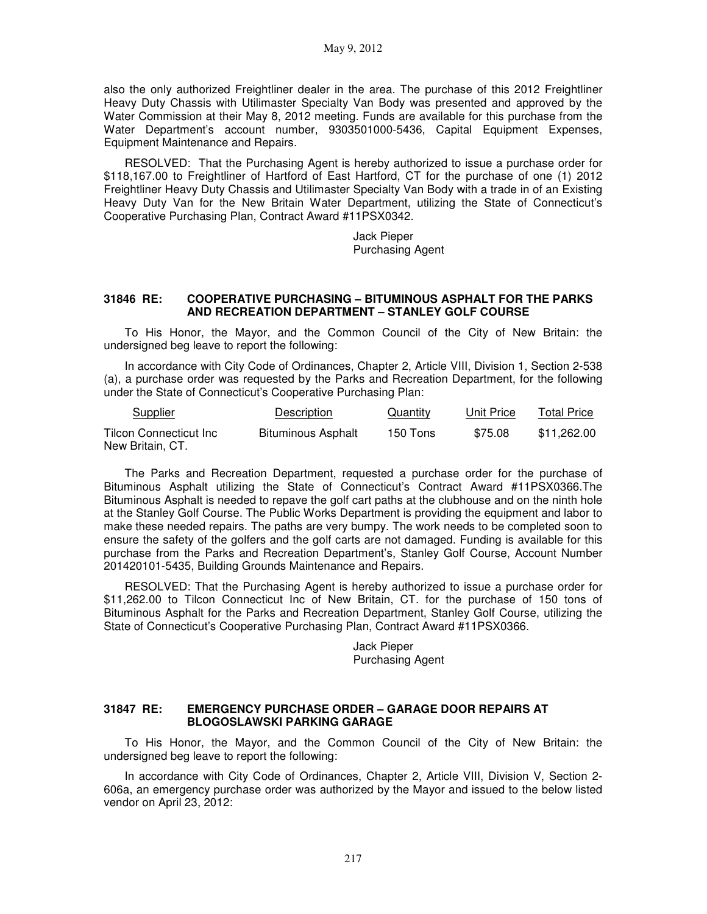also the only authorized Freightliner dealer in the area. The purchase of this 2012 Freightliner Heavy Duty Chassis with Utilimaster Specialty Van Body was presented and approved by the Water Commission at their May 8, 2012 meeting. Funds are available for this purchase from the Water Department's account number, 9303501000-5436, Capital Equipment Expenses, Equipment Maintenance and Repairs.

RESOLVED: That the Purchasing Agent is hereby authorized to issue a purchase order for $118,167.00 to Freightliner of Hartford of East Hartford, CT for the purchase of one (1) 2012 Freightliner Heavy Duty Chassis and Utilimaster Specialty Van Body with a trade in of an Existing Heavy Duty Van for the New Britain Water Department, utilizing the State of Connecticut's Cooperative Purchasing Plan, Contract Award #11PSX0342.

Jack Pieper
Purchasing Agent

**31846 RE: COOPERATIVE PURCHASING – BITUMINOUS ASPHALT FOR THE PARKS AND RECREATION DEPARTMENT – STANLEY GOLF COURSE**

To His Honor, the Mayor, and the Common Council of the City of New Britain: the undersigned beg leave to report the following:

In accordance with City Code of Ordinances, Chapter 2, Article VIII, Division 1, Section 2-538 (a), a purchase order was requested by the Parks and Recreation Department, for the following under the State of Connecticut's Cooperative Purchasing Plan:

| Supplier | Description | Quantity | Unit Price | Total Price |
|---|---|---|---|---|
| Tilcon Connecticut Inc New Britain, CT. | Bituminous Asphalt | 150 Tons | $75.08 | $11,262.00 |

The Parks and Recreation Department, requested a purchase order for the purchase of Bituminous Asphalt utilizing the State of Connecticut's Contract Award #11PSX0366.The Bituminous Asphalt is needed to repave the golf cart paths at the clubhouse and on the ninth hole at the Stanley Golf Course. The Public Works Department is providing the equipment and labor to make these needed repairs. The paths are very bumpy. The work needs to be completed soon to ensure the safety of the golfers and the golf carts are not damaged. Funding is available for this purchase from the Parks and Recreation Department's, Stanley Golf Course, Account Number 201420101-5435, Building Grounds Maintenance and Repairs.

RESOLVED: That the Purchasing Agent is hereby authorized to issue a purchase order for $11,262.00 to Tilcon Connecticut Inc of New Britain, CT. for the purchase of 150 tons of Bituminous Asphalt for the Parks and Recreation Department, Stanley Golf Course, utilizing the State of Connecticut's Cooperative Purchasing Plan, Contract Award #11PSX0366.

Jack Pieper
Purchasing Agent

**31847 RE: EMERGENCY PURCHASE ORDER – GARAGE DOOR REPAIRS AT BLOGOSLAWSKI PARKING GARAGE**

To His Honor, the Mayor, and the Common Council of the City of New Britain: the undersigned beg leave to report the following:

In accordance with City Code of Ordinances, Chapter 2, Article VIII, Division V, Section 2-606a, an emergency purchase order was authorized by the Mayor and issued to the below listed vendor on April 23, 2012: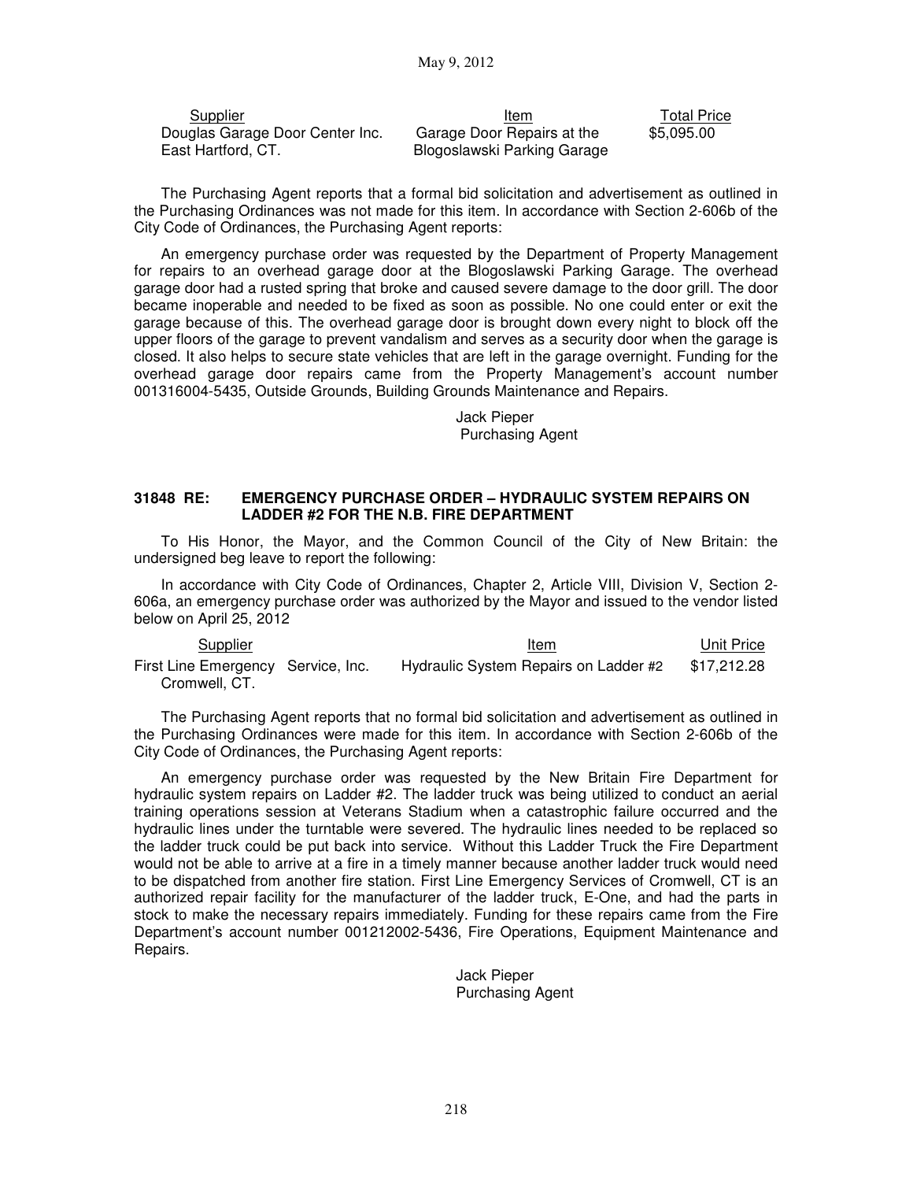| Supplier | Item | Total Price |
| --- | --- | --- |
| Douglas Garage Door Center Inc. East Hartford, CT. | Garage Door Repairs at the Blogoslawski Parking Garage | $5,095.00 |

The Purchasing Agent reports that a formal bid solicitation and advertisement as outlined in the Purchasing Ordinances was not made for this item. In accordance with Section 2-606b of the City Code of Ordinances, the Purchasing Agent reports:

An emergency purchase order was requested by the Department of Property Management for repairs to an overhead garage door at the Blogoslawski Parking Garage. The overhead garage door had a rusted spring that broke and caused severe damage to the door grill. The door became inoperable and needed to be fixed as soon as possible. No one could enter or exit the garage because of this. The overhead garage door is brought down every night to block off the upper floors of the garage to prevent vandalism and serves as a security door when the garage is closed. It also helps to secure state vehicles that are left in the garage overnight. Funding for the overhead garage door repairs came from the Property Management's account number 001316004-5435, Outside Grounds, Building Grounds Maintenance and Repairs.

Jack Pieper
Purchasing Agent

**31848 RE: EMERGENCY PURCHASE ORDER – HYDRAULIC SYSTEM REPAIRS ON LADDER #2 FOR THE N.B. FIRE DEPARTMENT**

To His Honor, the Mayor, and the Common Council of the City of New Britain: the undersigned beg leave to report the following:

In accordance with City Code of Ordinances, Chapter 2, Article VIII, Division V, Section 2-606a, an emergency purchase order was authorized by the Mayor and issued to the vendor listed below on April 25, 2012

| Supplier | Item | Unit Price |
| --- | --- | --- |
| First Line Emergency Service, Inc. Cromwell, CT. | Hydraulic System Repairs on Ladder #2 | $17,212.28 |

The Purchasing Agent reports that no formal bid solicitation and advertisement as outlined in the Purchasing Ordinances were made for this item. In accordance with Section 2-606b of the City Code of Ordinances, the Purchasing Agent reports:

An emergency purchase order was requested by the New Britain Fire Department for hydraulic system repairs on Ladder #2. The ladder truck was being utilized to conduct an aerial training operations session at Veterans Stadium when a catastrophic failure occurred and the hydraulic lines under the turntable were severed. The hydraulic lines needed to be replaced so the ladder truck could be put back into service. Without this Ladder Truck the Fire Department would not be able to arrive at a fire in a timely manner because another ladder truck would need to be dispatched from another fire station. First Line Emergency Services of Cromwell, CT is an authorized repair facility for the manufacturer of the ladder truck, E-One, and had the parts in stock to make the necessary repairs immediately. Funding for these repairs came from the Fire Department's account number 001212002-5436, Fire Operations, Equipment Maintenance and Repairs.

Jack Pieper
Purchasing Agent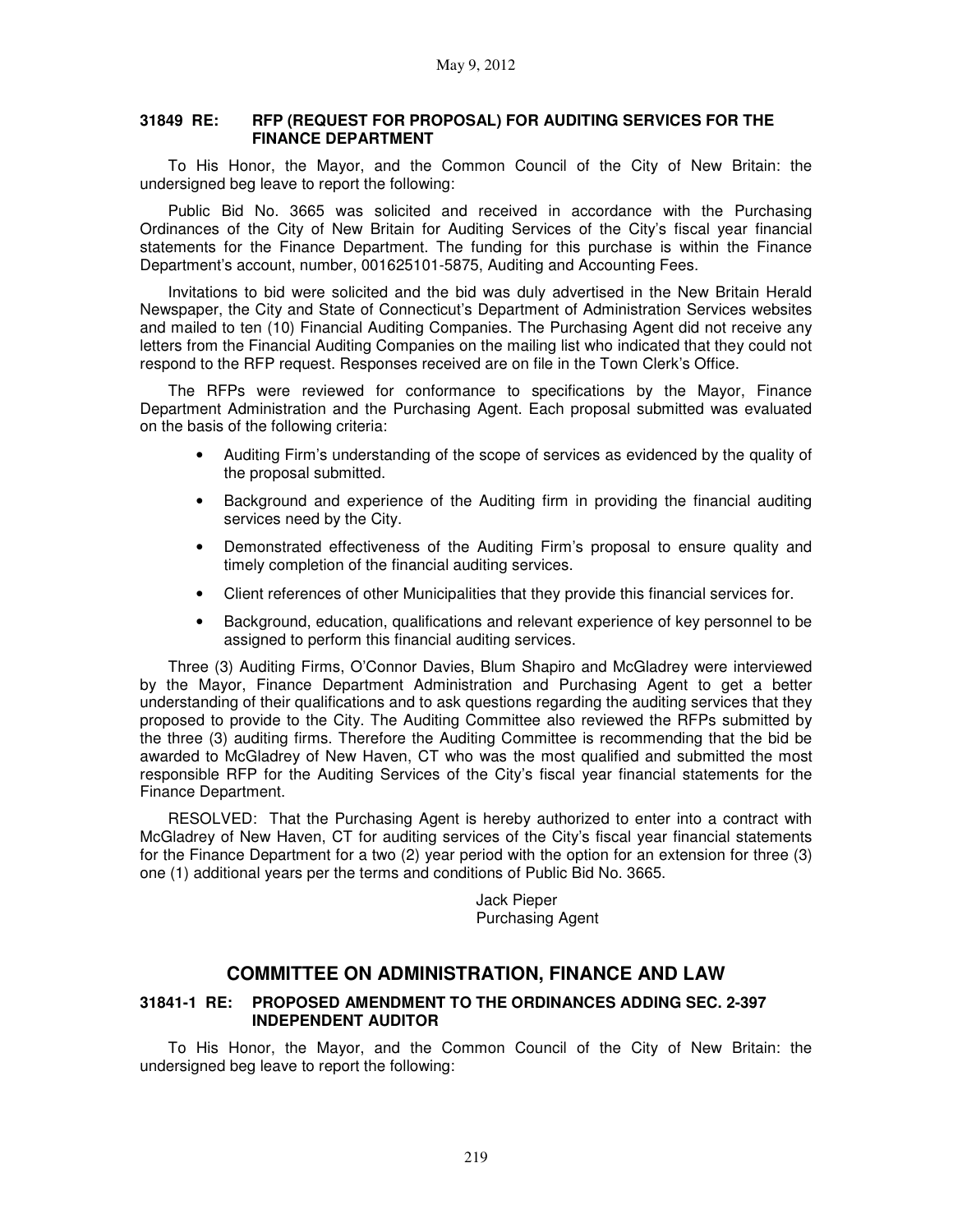May 9, 2012

**31849 RE: RFP (REQUEST FOR PROPOSAL) FOR AUDITING SERVICES FOR THE FINANCE DEPARTMENT**

To His Honor, the Mayor, and the Common Council of the City of New Britain: the undersigned beg leave to report the following:

Public Bid No. 3665 was solicited and received in accordance with the Purchasing Ordinances of the City of New Britain for Auditing Services of the City's fiscal year financial statements for the Finance Department. The funding for this purchase is within the Finance Department's account, number, 001625101-5875, Auditing and Accounting Fees.

Invitations to bid were solicited and the bid was duly advertised in the New Britain Herald Newspaper, the City and State of Connecticut's Department of Administration Services websites and mailed to ten (10) Financial Auditing Companies. The Purchasing Agent did not receive any letters from the Financial Auditing Companies on the mailing list who indicated that they could not respond to the RFP request. Responses received are on file in the Town Clerk's Office.

The RFPs were reviewed for conformance to specifications by the Mayor, Finance Department Administration and the Purchasing Agent. Each proposal submitted was evaluated on the basis of the following criteria:

- Auditing Firm's understanding of the scope of services as evidenced by the quality of the proposal submitted.
- Background and experience of the Auditing firm in providing the financial auditing services need by the City.
- Demonstrated effectiveness of the Auditing Firm's proposal to ensure quality and timely completion of the financial auditing services.
- Client references of other Municipalities that they provide this financial services for.
- Background, education, qualifications and relevant experience of key personnel to be assigned to perform this financial auditing services.

Three (3) Auditing Firms, O'Connor Davies, Blum Shapiro and McGladrey were interviewed by the Mayor, Finance Department Administration and Purchasing Agent to get a better understanding of their qualifications and to ask questions regarding the auditing services that they proposed to provide to the City. The Auditing Committee also reviewed the RFPs submitted by the three (3) auditing firms. Therefore the Auditing Committee is recommending that the bid be awarded to McGladrey of New Haven, CT who was the most qualified and submitted the most responsible RFP for the Auditing Services of the City's fiscal year financial statements for the Finance Department.

RESOLVED: That the Purchasing Agent is hereby authorized to enter into a contract with McGladrey of New Haven, CT for auditing services of the City's fiscal year financial statements for the Finance Department for a two (2) year period with the option for an extension for three (3) one (1) additional years per the terms and conditions of Public Bid No. 3665.

Jack Pieper
Purchasing Agent

## COMMITTEE ON ADMINISTRATION, FINANCE AND LAW

**31841-1 RE: PROPOSED AMENDMENT TO THE ORDINANCES ADDING SEC. 2-397 INDEPENDENT AUDITOR**

To His Honor, the Mayor, and the Common Council of the City of New Britain: the undersigned beg leave to report the following: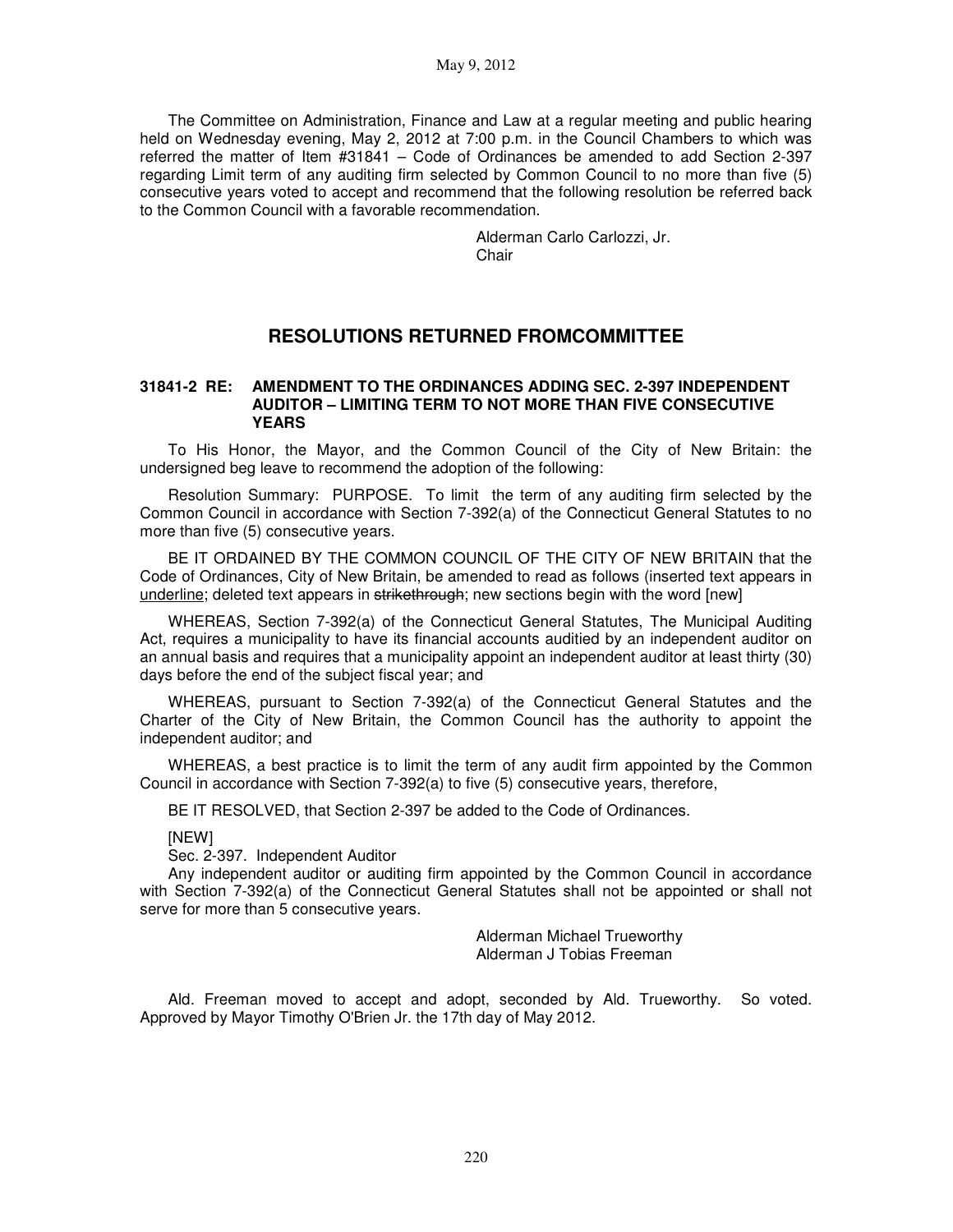The Committee on Administration, Finance and Law at a regular meeting and public hearing held on Wednesday evening, May 2, 2012 at 7:00 p.m. in the Council Chambers to which was referred the matter of Item #31841 – Code of Ordinances be amended to add Section 2-397 regarding Limit term of any auditing firm selected by Common Council to no more than five (5) consecutive years voted to accept and recommend that the following resolution be referred back to the Common Council with a favorable recommendation.

Alderman Carlo Carlozzi, Jr.
Chair

## RESOLUTIONS RETURNED FROMCOMMITTEE

**31841-2 RE: AMENDMENT TO THE ORDINANCES ADDING SEC. 2-397 INDEPENDENT AUDITOR – LIMITING TERM TO NOT MORE THAN FIVE CONSECUTIVE YEARS**

To His Honor, the Mayor, and the Common Council of the City of New Britain: the undersigned beg leave to recommend the adoption of the following:

Resolution Summary: PURPOSE. To limit the term of any auditing firm selected by the Common Council in accordance with Section 7-392(a) of the Connecticut General Statutes to no more than five (5) consecutive years.

BE IT ORDAINED BY THE COMMON COUNCIL OF THE CITY OF NEW BRITAIN that the Code of Ordinances, City of New Britain, be amended to read as follows (inserted text appears in <u>underline</u>; deleted text appears in ~~strikethrough~~; new sections begin with the word [new]

WHEREAS, Section 7-392(a) of the Connecticut General Statutes, The Municipal Auditing Act, requires a municipality to have its financial accounts auditied by an independent auditor on an annual basis and requires that a municipality appoint an independent auditor at least thirty (30) days before the end of the subject fiscal year; and

WHEREAS, pursuant to Section 7-392(a) of the Connecticut General Statutes and the Charter of the City of New Britain, the Common Council has the authority to appoint the independent auditor; and

WHEREAS, a best practice is to limit the term of any audit firm appointed by the Common Council in accordance with Section 7-392(a) to five (5) consecutive years, therefore,

BE IT RESOLVED, that Section 2-397 be added to the Code of Ordinances.

[NEW]
Sec. 2-397. Independent Auditor
Any independent auditor or auditing firm appointed by the Common Council in accordance with Section 7-392(a) of the Connecticut General Statutes shall not be appointed or shall not serve for more than 5 consecutive years.

Alderman Michael Trueworthy
Alderman J Tobias Freeman

Ald. Freeman moved to accept and adopt, seconded by Ald. Trueworthy. So voted. Approved by Mayor Timothy O'Brien Jr. the 17th day of May 2012.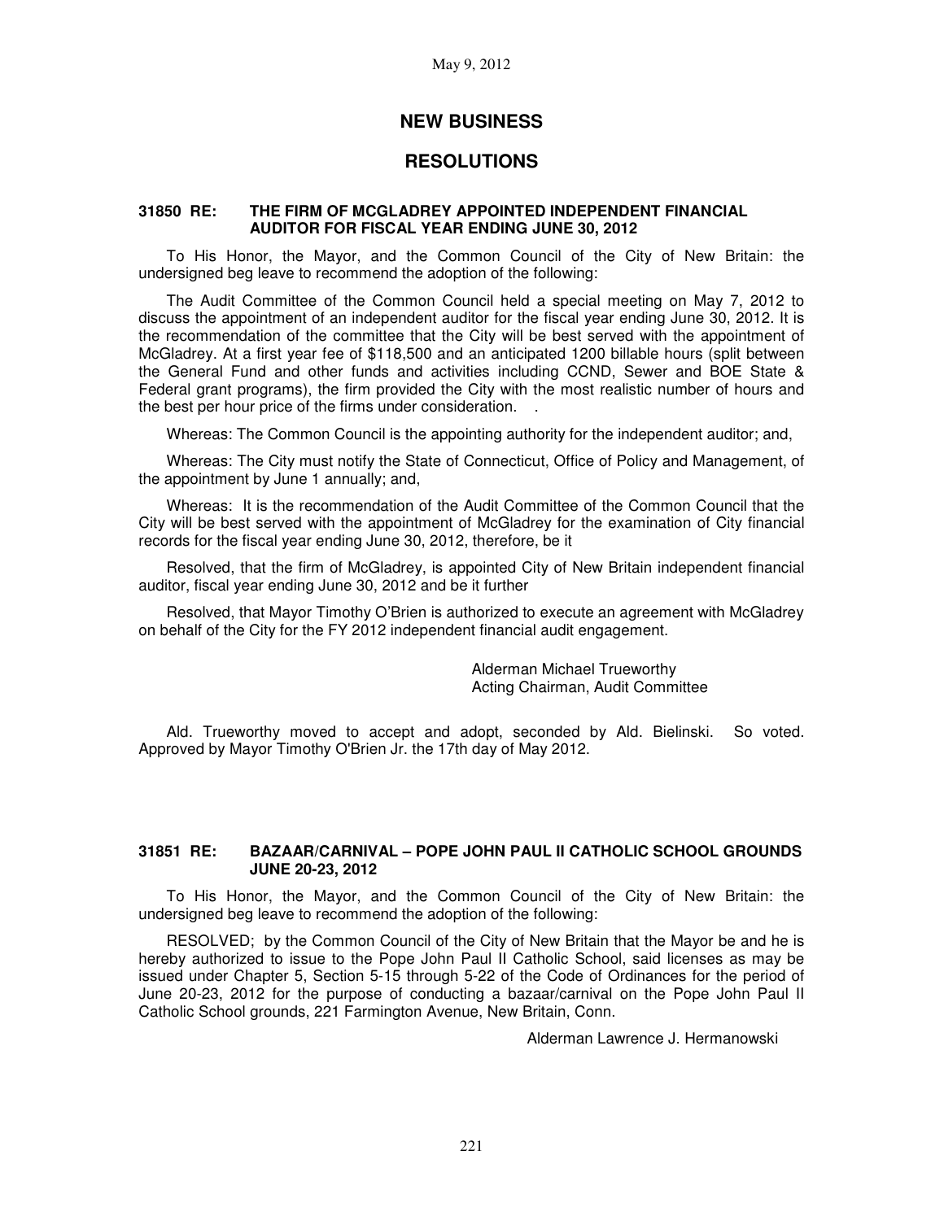# NEW BUSINESS

## RESOLUTIONS

### 31850 RE: THE FIRM OF MCGLADREY APPOINTED INDEPENDENT FINANCIAL AUDITOR FOR FISCAL YEAR ENDING JUNE 30, 2012

To His Honor, the Mayor, and the Common Council of the City of New Britain: the undersigned beg leave to recommend the adoption of the following:

The Audit Committee of the Common Council held a special meeting on May 7, 2012 to discuss the appointment of an independent auditor for the fiscal year ending June 30, 2012. It is the recommendation of the committee that the City will be best served with the appointment of McGladrey. At a first year fee of $118,500 and an anticipated 1200 billable hours (split between the General Fund and other funds and activities including CCND, Sewer and BOE State & Federal grant programs), the firm provided the City with the most realistic number of hours and the best per hour price of the firms under consideration. .

Whereas: The Common Council is the appointing authority for the independent auditor; and,

Whereas: The City must notify the State of Connecticut, Office of Policy and Management, of the appointment by June 1 annually; and,

Whereas: It is the recommendation of the Audit Committee of the Common Council that the City will be best served with the appointment of McGladrey for the examination of City financial records for the fiscal year ending June 30, 2012, therefore, be it

Resolved, that the firm of McGladrey, is appointed City of New Britain independent financial auditor, fiscal year ending June 30, 2012 and be it further

Resolved, that Mayor Timothy O'Brien is authorized to execute an agreement with McGladrey on behalf of the City for the FY 2012 independent financial audit engagement.

Alderman Michael Trueworthy
Acting Chairman, Audit Committee

Ald. Trueworthy moved to accept and adopt, seconded by Ald. Bielinski. So voted. Approved by Mayor Timothy O'Brien Jr. the 17th day of May 2012.

### 31851 RE: BAZAAR/CARNIVAL – POPE JOHN PAUL II CATHOLIC SCHOOL GROUNDS JUNE 20-23, 2012

To His Honor, the Mayor, and the Common Council of the City of New Britain: the undersigned beg leave to recommend the adoption of the following:

RESOLVED; by the Common Council of the City of New Britain that the Mayor be and he is hereby authorized to issue to the Pope John Paul II Catholic School, said licenses as may be issued under Chapter 5, Section 5-15 through 5-22 of the Code of Ordinances for the period of June 20-23, 2012 for the purpose of conducting a bazaar/carnival on the Pope John Paul II Catholic School grounds, 221 Farmington Avenue, New Britain, Conn.

Alderman Lawrence J. Hermanowski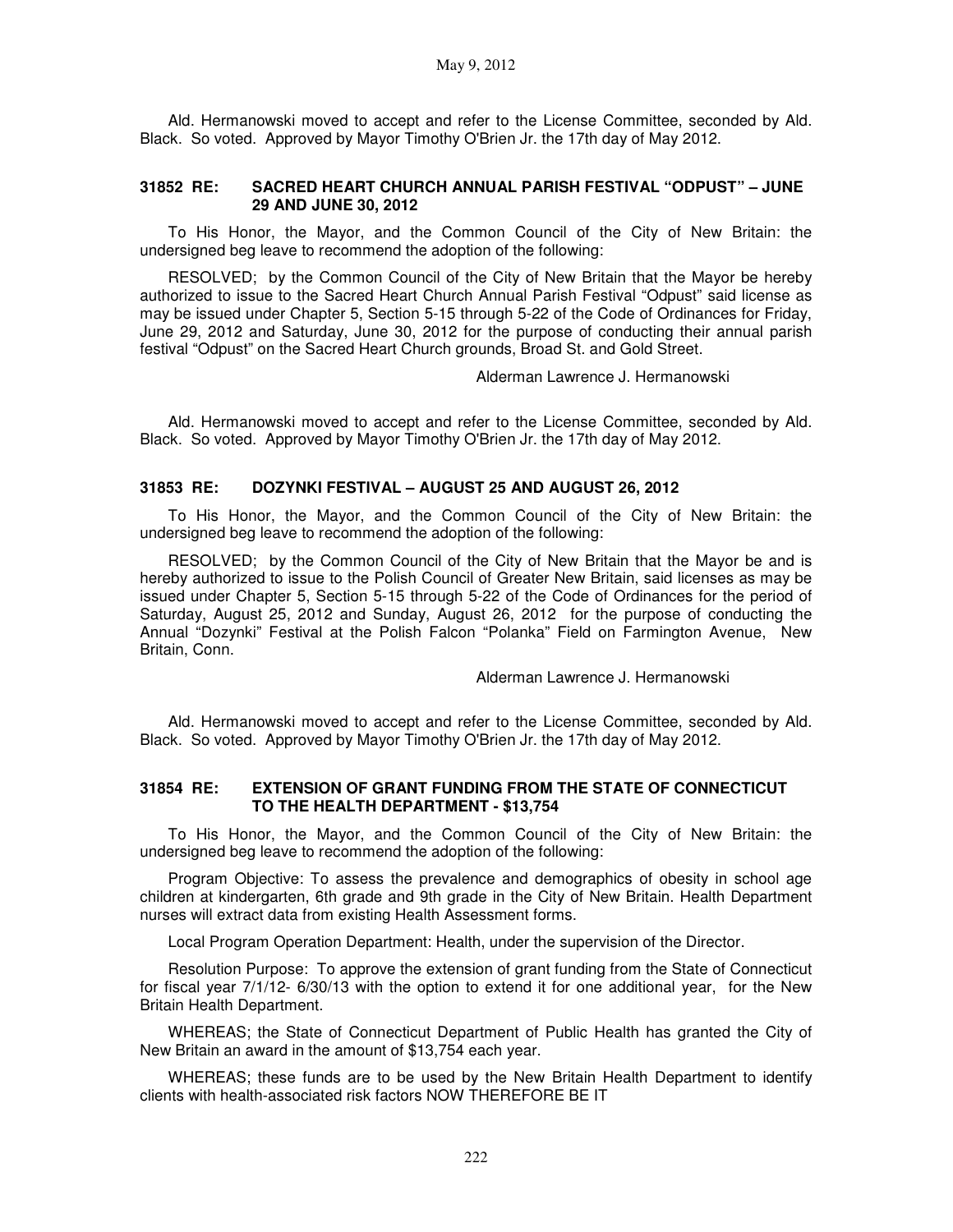Ald. Hermanowski moved to accept and refer to the License Committee, seconded by Ald. Black. So voted. Approved by Mayor Timothy O'Brien Jr. the 17th day of May 2012.

### 31852 RE: SACRED HEART CHURCH ANNUAL PARISH FESTIVAL "ODPUST" – JUNE 29 AND JUNE 30, 2012

To His Honor, the Mayor, and the Common Council of the City of New Britain: the undersigned beg leave to recommend the adoption of the following:

RESOLVED; by the Common Council of the City of New Britain that the Mayor be hereby authorized to issue to the Sacred Heart Church Annual Parish Festival "Odpust" said license as may be issued under Chapter 5, Section 5-15 through 5-22 of the Code of Ordinances for Friday, June 29, 2012 and Saturday, June 30, 2012 for the purpose of conducting their annual parish festival "Odpust" on the Sacred Heart Church grounds, Broad St. and Gold Street.

Alderman Lawrence J. Hermanowski

Ald. Hermanowski moved to accept and refer to the License Committee, seconded by Ald. Black. So voted. Approved by Mayor Timothy O'Brien Jr. the 17th day of May 2012.

### 31853 RE: DOZYNKI FESTIVAL – AUGUST 25 AND AUGUST 26, 2012

To His Honor, the Mayor, and the Common Council of the City of New Britain: the undersigned beg leave to recommend the adoption of the following:

RESOLVED; by the Common Council of the City of New Britain that the Mayor be and is hereby authorized to issue to the Polish Council of Greater New Britain, said licenses as may be issued under Chapter 5, Section 5-15 through 5-22 of the Code of Ordinances for the period of Saturday, August 25, 2012 and Sunday, August 26, 2012 for the purpose of conducting the Annual "Dozynki" Festival at the Polish Falcon "Polanka" Field on Farmington Avenue, New Britain, Conn.

Alderman Lawrence J. Hermanowski

Ald. Hermanowski moved to accept and refer to the License Committee, seconded by Ald. Black. So voted. Approved by Mayor Timothy O'Brien Jr. the 17th day of May 2012.

### 31854 RE: EXTENSION OF GRANT FUNDING FROM THE STATE OF CONNECTICUT TO THE HEALTH DEPARTMENT - $13,754

To His Honor, the Mayor, and the Common Council of the City of New Britain: the undersigned beg leave to recommend the adoption of the following:

Program Objective: To assess the prevalence and demographics of obesity in school age children at kindergarten, 6th grade and 9th grade in the City of New Britain. Health Department nurses will extract data from existing Health Assessment forms.

Local Program Operation Department: Health, under the supervision of the Director.

Resolution Purpose: To approve the extension of grant funding from the State of Connecticut for fiscal year 7/1/12- 6/30/13 with the option to extend it for one additional year, for the New Britain Health Department.

WHEREAS; the State of Connecticut Department of Public Health has granted the City of New Britain an award in the amount of $13,754 each year.

WHEREAS; these funds are to be used by the New Britain Health Department to identify clients with health-associated risk factors NOW THEREFORE BE IT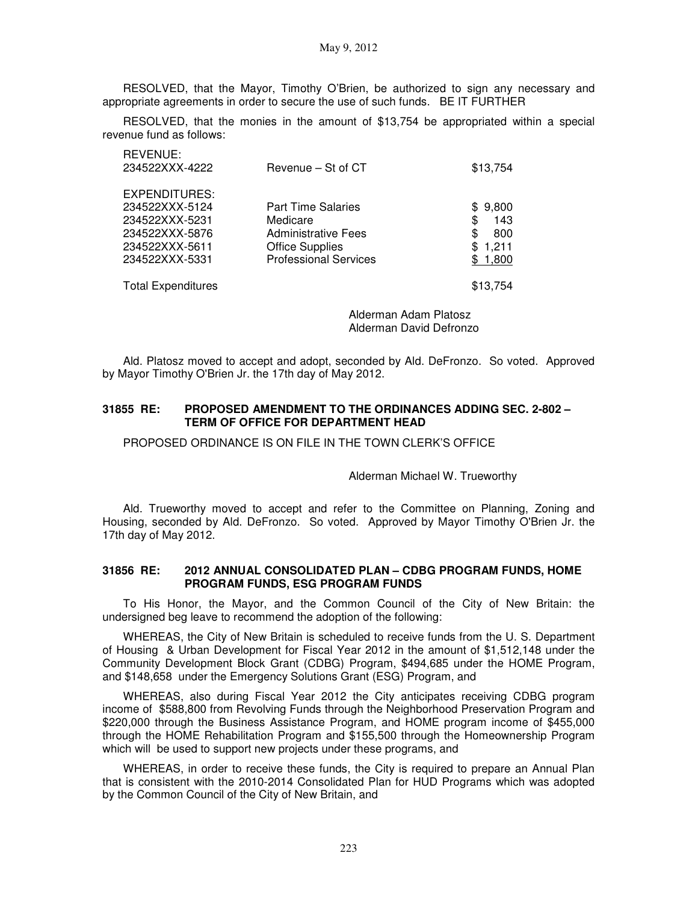RESOLVED, that the Mayor, Timothy O'Brien, be authorized to sign any necessary and appropriate agreements in order to secure the use of such funds. BE IT FURTHER

RESOLVED, that the monies in the amount of $13,754 be appropriated within a special revenue fund as follows:

| | | |
|---|---|---|
| REVENUE: | | |
| 234522XXX-4222 | Revenue – St of CT | $13,754 |
| | | |
| EXPENDITURES: | | |
| 234522XXX-5124 | Part Time Salaries | $ 9,800 |
| 234522XXX-5231 | Medicare | $ 143 |
| 234522XXX-5876 | Administrative Fees | $ 800 |
| 234522XXX-5611 | Office Supplies | $ 1,211 |
| 234522XXX-5331 | Professional Services | $ 1,800 |
| | | |
| Total Expenditures | | $13,754 |

Alderman Adam Platosz
Alderman David Defronzo

Ald. Platosz moved to accept and adopt, seconded by Ald. DeFronzo. So voted. Approved by Mayor Timothy O'Brien Jr. the 17th day of May 2012.

**31855 RE: PROPOSED AMENDMENT TO THE ORDINANCES ADDING SEC. 2-802 – TERM OF OFFICE FOR DEPARTMENT HEAD**

PROPOSED ORDINANCE IS ON FILE IN THE TOWN CLERK'S OFFICE

Alderman Michael W. Trueworthy

Ald. Trueworthy moved to accept and refer to the Committee on Planning, Zoning and Housing, seconded by Ald. DeFronzo. So voted. Approved by Mayor Timothy O'Brien Jr. the 17th day of May 2012.

**31856 RE: 2012 ANNUAL CONSOLIDATED PLAN – CDBG PROGRAM FUNDS, HOME PROGRAM FUNDS, ESG PROGRAM FUNDS**

To His Honor, the Mayor, and the Common Council of the City of New Britain: the undersigned beg leave to recommend the adoption of the following:

WHEREAS, the City of New Britain is scheduled to receive funds from the U. S. Department of Housing & Urban Development for Fiscal Year 2012 in the amount of $1,512,148 under the Community Development Block Grant (CDBG) Program, $494,685 under the HOME Program, and $148,658 under the Emergency Solutions Grant (ESG) Program, and

WHEREAS, also during Fiscal Year 2012 the City anticipates receiving CDBG program income of $588,800 from Revolving Funds through the Neighborhood Preservation Program and $220,000 through the Business Assistance Program, and HOME program income of $455,000 through the HOME Rehabilitation Program and $155,500 through the Homeownership Program which will be used to support new projects under these programs, and

WHEREAS, in order to receive these funds, the City is required to prepare an Annual Plan that is consistent with the 2010-2014 Consolidated Plan for HUD Programs which was adopted by the Common Council of the City of New Britain, and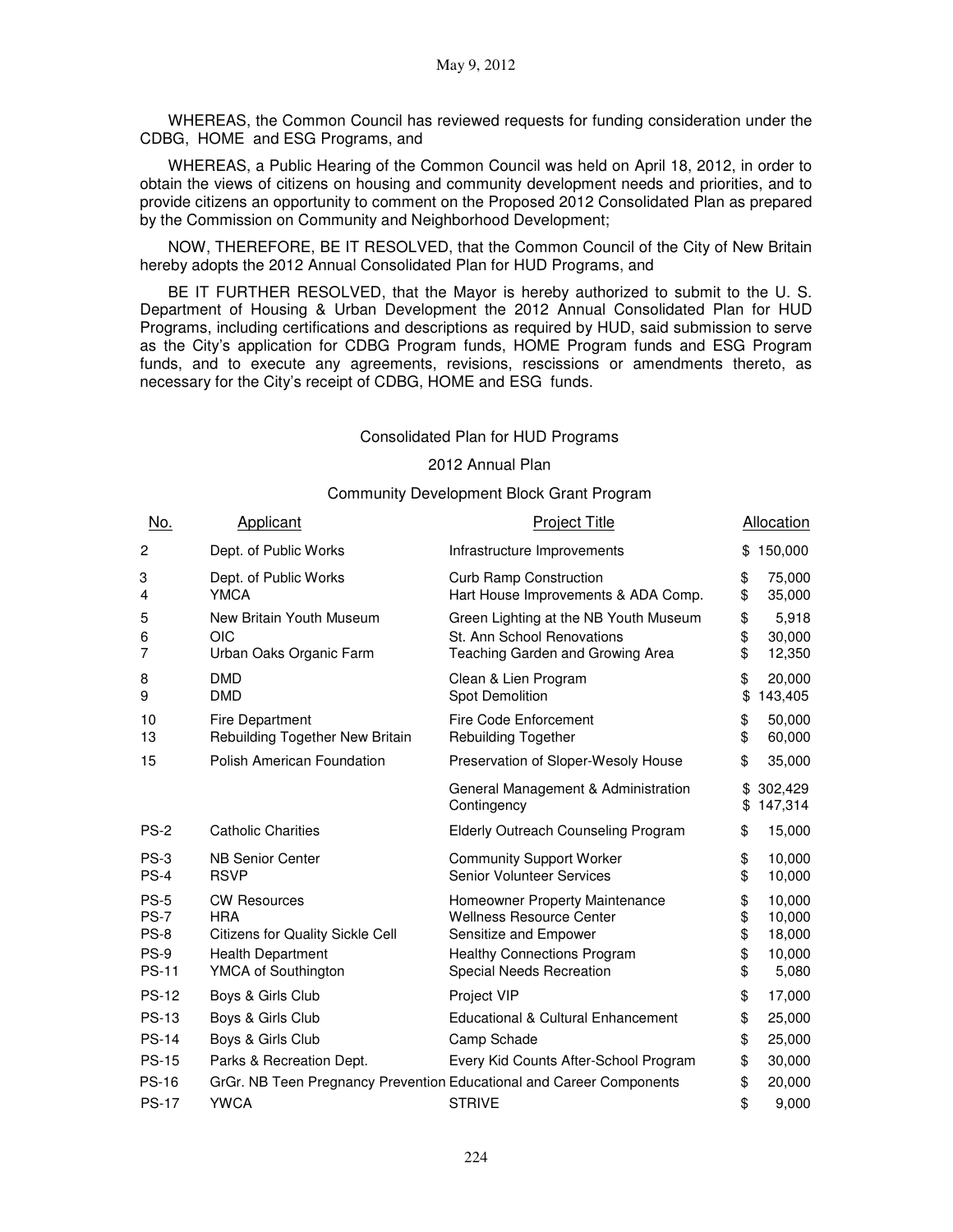May 9, 2012

WHEREAS, the Common Council has reviewed requests for funding consideration under the CDBG, HOME and ESG Programs, and

WHEREAS, a Public Hearing of the Common Council was held on April 18, 2012, in order to obtain the views of citizens on housing and community development needs and priorities, and to provide citizens an opportunity to comment on the Proposed 2012 Consolidated Plan as prepared by the Commission on Community and Neighborhood Development;

NOW, THEREFORE, BE IT RESOLVED, that the Common Council of the City of New Britain hereby adopts the 2012 Annual Consolidated Plan for HUD Programs, and

BE IT FURTHER RESOLVED, that the Mayor is hereby authorized to submit to the U. S. Department of Housing & Urban Development the 2012 Annual Consolidated Plan for HUD Programs, including certifications and descriptions as required by HUD, said submission to serve as the City's application for CDBG Program funds, HOME Program funds and ESG Program funds, and to execute any agreements, revisions, rescissions or amendments thereto, as necessary for the City's receipt of CDBG, HOME and ESG funds.

Consolidated Plan for HUD Programs

2012 Annual Plan

Community Development Block Grant Program

| No. | Applicant | Project Title | Allocation |
|---|---|---|---|
| 2 | Dept. of Public Works | Infrastructure Improvements | $ 150,000 |
| 3 | Dept. of Public Works | Curb Ramp Construction | $ 75,000 |
| 4 | YMCA | Hart House Improvements & ADA Comp. | $ 35,000 |
| 5 | New Britain Youth Museum | Green Lighting at the NB Youth Museum | $ 5,918 |
| 6 | OIC | St. Ann School Renovations | $ 30,000 |
| 7 | Urban Oaks Organic Farm | Teaching Garden and Growing Area | $ 12,350 |
| 8 | DMD | Clean & Lien Program | $ 20,000 |
| 9 | DMD | Spot Demolition | $ 143,405 |
| 10 | Fire Department | Fire Code Enforcement | $ 50,000 |
| 13 | Rebuilding Together New Britain | Rebuilding Together | $ 60,000 |
| 15 | Polish American Foundation | Preservation of Sloper-Wesoly House | $ 35,000 |
| | | General Management & Administration | $ 302,429 |
| | | Contingency | $ 147,314 |
| PS-2 | Catholic Charities | Elderly Outreach Counseling Program | $ 15,000 |
| PS-3 | NB Senior Center | Community Support Worker | $ 10,000 |
| PS-4 | RSVP | Senior Volunteer Services | $ 10,000 |
| PS-5 | CW Resources | Homeowner Property Maintenance | $ 10,000 |
| PS-7 | HRA | Wellness Resource Center | $ 10,000 |
| PS-8 | Citizens for Quality Sickle Cell | Sensitize and Empower | $ 18,000 |
| PS-9 | Health Department | Healthy Connections Program | $ 10,000 |
| PS-11 | YMCA of Southington | Special Needs Recreation | $ 5,080 |
| PS-12 | Boys & Girls Club | Project VIP | $ 17,000 |
| PS-13 | Boys & Girls Club | Educational & Cultural Enhancement | $ 25,000 |
| PS-14 | Boys & Girls Club | Camp Schade | $ 25,000 |
| PS-15 | Parks & Recreation Dept. | Every Kid Counts After-School Program | $ 30,000 |
| PS-16 | GrGr. NB Teen Pregnancy Prevention | Educational and Career Components | $ 20,000 |
| PS-17 | YWCA | STRIVE | $ 9,000 |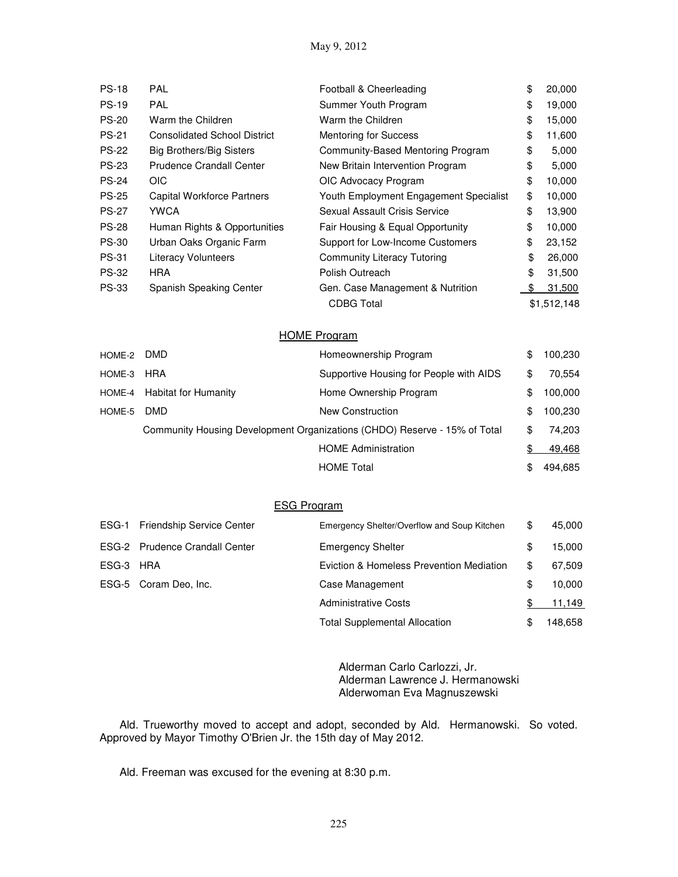| | | | |
|---|---|---|---|
| PS-18 | PAL | Football & Cheerleading | $ 20,000 |
| PS-19 | PAL | Summer Youth Program | $ 19,000 |
| PS-20 | Warm the Children | Warm the Children | $ 15,000 |
| PS-21 | Consolidated School District | Mentoring for Success | $ 11,600 |
| PS-22 | Big Brothers/Big Sisters | Community-Based Mentoring Program | $ 5,000 |
| PS-23 | Prudence Crandall Center | New Britain Intervention Program | $ 5,000 |
| PS-24 | OIC | OIC Advocacy Program | $ 10,000 |
| PS-25 | Capital Workforce Partners | Youth Employment Engagement Specialist | $ 10,000 |
| PS-27 | YWCA | Sexual Assault Crisis Service | $ 13,900 |
| PS-28 | Human Rights & Opportunities | Fair Housing & Equal Opportunity | $ 10,000 |
| PS-30 | Urban Oaks Organic Farm | Support for Low-Income Customers | $ 23,152 |
| PS-31 | Literacy Volunteers | Community Literacy Tutoring | $ 26,000 |
| PS-32 | HRA | Polish Outreach | $ 31,500 |
| PS-33 | Spanish Speaking Center | Gen. Case Management & Nutrition | $ 31,500 |
| | | CDBG Total | $1,512,148 |

HOME Program

| | | | |
|---|---|---|---|
| HOME-2 | DMD | Homeownership Program | $ 100,230 |
| HOME-3 | HRA | Supportive Housing for People with AIDS | $ 70,554 |
| HOME-4 | Habitat for Humanity | Home Ownership Program | $ 100,000 |
| HOME-5 | DMD | New Construction | $ 100,230 |
| | Community Housing Development Organizations (CHDO) Reserve - 15% of Total | | $ 74,203 |
| | | HOME Administration | $ 49,468 |
| | | HOME Total | $ 494,685 |

ESG Program

| | | | |
|---|---|---|---|
| ESG-1 | Friendship Service Center | Emergency Shelter/Overflow and Soup Kitchen | $ 45,000 |
| ESG-2 | Prudence Crandall Center | Emergency Shelter | $ 15,000 |
| ESG-3 | HRA | Eviction & Homeless Prevention Mediation | $ 67,509 |
| ESG-5 | Coram Deo, Inc. | Case Management | $ 10,000 |
| | | Administrative Costs | $ 11,149 |
| | | Total Supplemental Allocation | $ 148,658 |

Alderman Carlo Carlozzi, Jr.
Alderman Lawrence J. Hermanowski
Alderwoman Eva Magnuszewski

Ald. Trueworthy moved to accept and adopt, seconded by Ald. Hermanowski. So voted. Approved by Mayor Timothy O'Brien Jr. the 15th day of May 2012.

Ald. Freeman was excused for the evening at 8:30 p.m.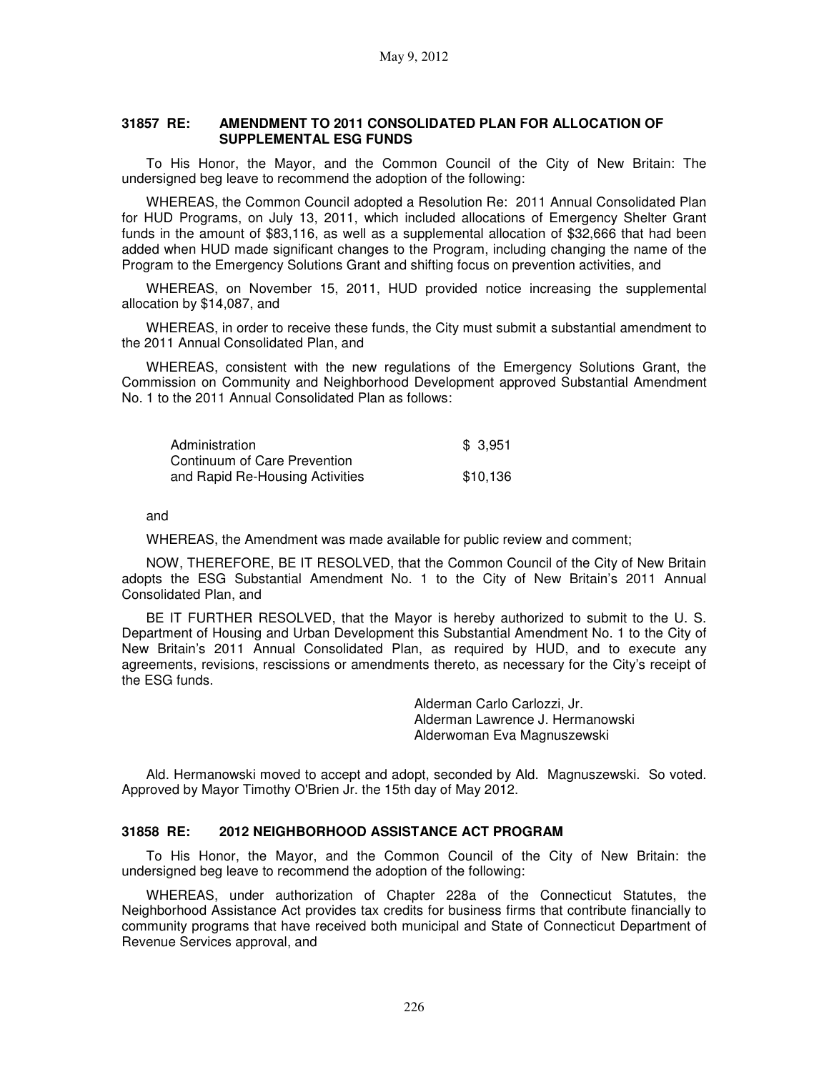May 9, 2012

### 31857 RE: AMENDMENT TO 2011 CONSOLIDATED PLAN FOR ALLOCATION OF SUPPLEMENTAL ESG FUNDS

To His Honor, the Mayor, and the Common Council of the City of New Britain: The undersigned beg leave to recommend the adoption of the following:

WHEREAS, the Common Council adopted a Resolution Re: 2011 Annual Consolidated Plan for HUD Programs, on July 13, 2011, which included allocations of Emergency Shelter Grant funds in the amount of $83,116, as well as a supplemental allocation of $32,666 that had been added when HUD made significant changes to the Program, including changing the name of the Program to the Emergency Solutions Grant and shifting focus on prevention activities, and

WHEREAS, on November 15, 2011, HUD provided notice increasing the supplemental allocation by $14,087, and

WHEREAS, in order to receive these funds, the City must submit a substantial amendment to the 2011 Annual Consolidated Plan, and

WHEREAS, consistent with the new regulations of the Emergency Solutions Grant, the Commission on Community and Neighborhood Development approved Substantial Amendment No. 1 to the 2011 Annual Consolidated Plan as follows:

| | |
|---|---|
| Administration | $ 3,951 |
| Continuum of Care Prevention and Rapid Re-Housing Activities | $10,136 |

and

WHEREAS, the Amendment was made available for public review and comment;

NOW, THEREFORE, BE IT RESOLVED, that the Common Council of the City of New Britain adopts the ESG Substantial Amendment No. 1 to the City of New Britain's 2011 Annual Consolidated Plan, and

BE IT FURTHER RESOLVED, that the Mayor is hereby authorized to submit to the U. S. Department of Housing and Urban Development this Substantial Amendment No. 1 to the City of New Britain's 2011 Annual Consolidated Plan, as required by HUD, and to execute any agreements, revisions, rescissions or amendments thereto, as necessary for the City's receipt of the ESG funds.

Alderman Carlo Carlozzi, Jr.
Alderman Lawrence J. Hermanowski
Alderwoman Eva Magnuszewski

Ald. Hermanowski moved to accept and adopt, seconded by Ald. Magnuszewski. So voted. Approved by Mayor Timothy O'Brien Jr. the 15th day of May 2012.

### 31858 RE: 2012 NEIGHBORHOOD ASSISTANCE ACT PROGRAM

To His Honor, the Mayor, and the Common Council of the City of New Britain: the undersigned beg leave to recommend the adoption of the following:

WHEREAS, under authorization of Chapter 228a of the Connecticut Statutes, the Neighborhood Assistance Act provides tax credits for business firms that contribute financially to community programs that have received both municipal and State of Connecticut Department of Revenue Services approval, and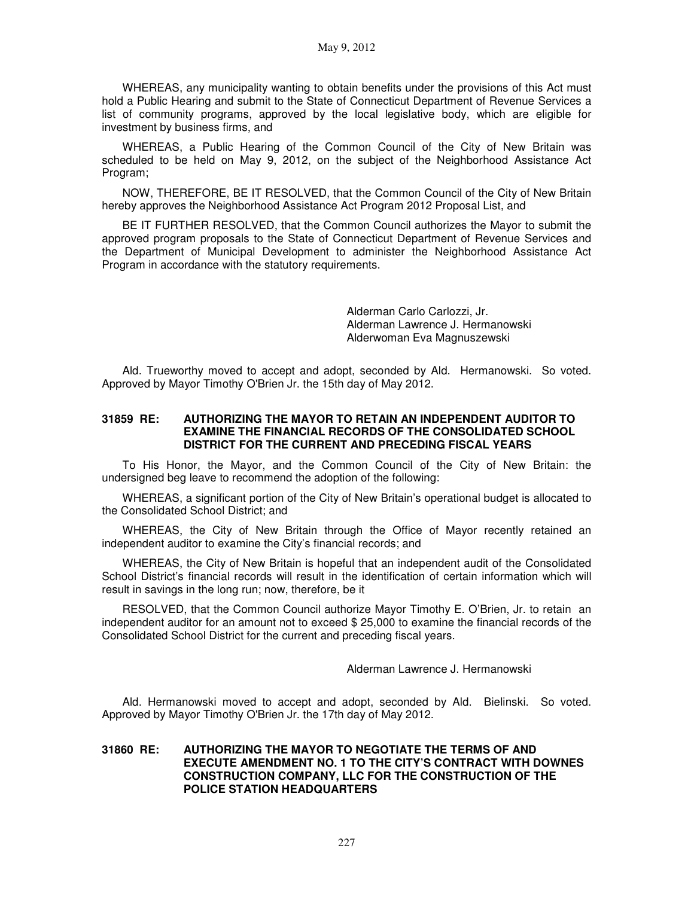WHEREAS, any municipality wanting to obtain benefits under the provisions of this Act must hold a Public Hearing and submit to the State of Connecticut Department of Revenue Services a list of community programs, approved by the local legislative body, which are eligible for investment by business firms, and

WHEREAS, a Public Hearing of the Common Council of the City of New Britain was scheduled to be held on May 9, 2012, on the subject of the Neighborhood Assistance Act Program;

NOW, THEREFORE, BE IT RESOLVED, that the Common Council of the City of New Britain hereby approves the Neighborhood Assistance Act Program 2012 Proposal List, and

BE IT FURTHER RESOLVED, that the Common Council authorizes the Mayor to submit the approved program proposals to the State of Connecticut Department of Revenue Services and the Department of Municipal Development to administer the Neighborhood Assistance Act Program in accordance with the statutory requirements.

Alderman Carlo Carlozzi, Jr.
Alderman Lawrence J. Hermanowski
Alderwoman Eva Magnuszewski

Ald. Trueworthy moved to accept and adopt, seconded by Ald. Hermanowski. So voted. Approved by Mayor Timothy O'Brien Jr. the 15th day of May 2012.

**31859 RE: AUTHORIZING THE MAYOR TO RETAIN AN INDEPENDENT AUDITOR TO EXAMINE THE FINANCIAL RECORDS OF THE CONSOLIDATED SCHOOL DISTRICT FOR THE CURRENT AND PRECEDING FISCAL YEARS**

To His Honor, the Mayor, and the Common Council of the City of New Britain: the undersigned beg leave to recommend the adoption of the following:

WHEREAS, a significant portion of the City of New Britain's operational budget is allocated to the Consolidated School District; and

WHEREAS, the City of New Britain through the Office of Mayor recently retained an independent auditor to examine the City's financial records; and

WHEREAS, the City of New Britain is hopeful that an independent audit of the Consolidated School District's financial records will result in the identification of certain information which will result in savings in the long run; now, therefore, be it

RESOLVED, that the Common Council authorize Mayor Timothy E. O'Brien, Jr. to retain an independent auditor for an amount not to exceed $ 25,000 to examine the financial records of the Consolidated School District for the current and preceding fiscal years.

Alderman Lawrence J. Hermanowski

Ald. Hermanowski moved to accept and adopt, seconded by Ald. Bielinski. So voted. Approved by Mayor Timothy O'Brien Jr. the 17th day of May 2012.

**31860 RE: AUTHORIZING THE MAYOR TO NEGOTIATE THE TERMS OF AND EXECUTE AMENDMENT NO. 1 TO THE CITY'S CONTRACT WITH DOWNES CONSTRUCTION COMPANY, LLC FOR THE CONSTRUCTION OF THE POLICE STATION HEADQUARTERS**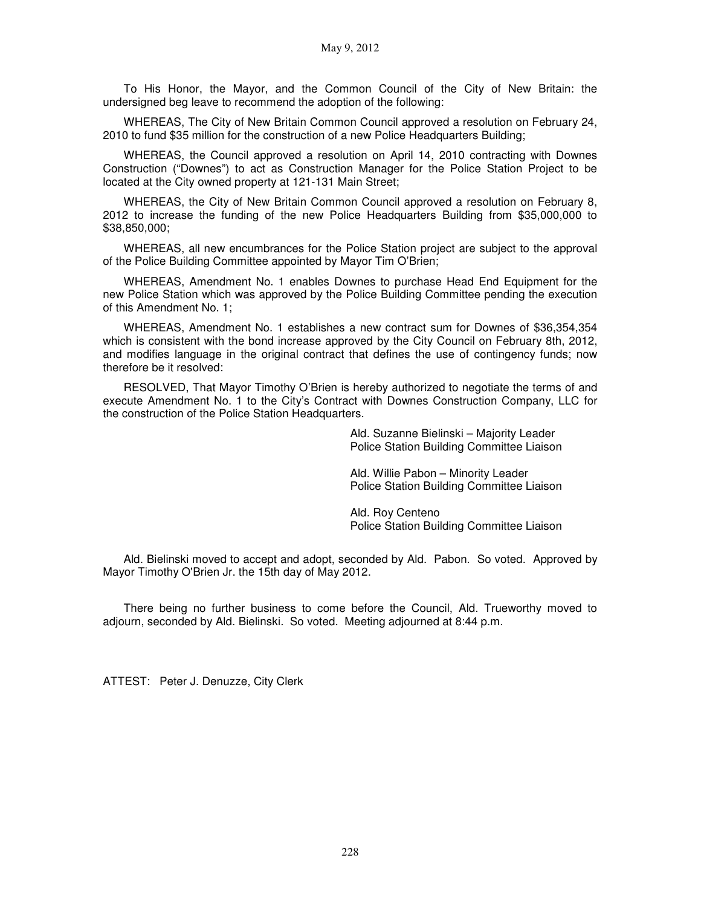To His Honor, the Mayor, and the Common Council of the City of New Britain: the undersigned beg leave to recommend the adoption of the following:

WHEREAS, The City of New Britain Common Council approved a resolution on February 24, 2010 to fund $35 million for the construction of a new Police Headquarters Building;

WHEREAS, the Council approved a resolution on April 14, 2010 contracting with Downes Construction ("Downes") to act as Construction Manager for the Police Station Project to be located at the City owned property at 121-131 Main Street;

WHEREAS, the City of New Britain Common Council approved a resolution on February 8, 2012 to increase the funding of the new Police Headquarters Building from $35,000,000 to $38,850,000;

WHEREAS, all new encumbrances for the Police Station project are subject to the approval of the Police Building Committee appointed by Mayor Tim O'Brien;

WHEREAS, Amendment No. 1 enables Downes to purchase Head End Equipment for the new Police Station which was approved by the Police Building Committee pending the execution of this Amendment No. 1;

WHEREAS, Amendment No. 1 establishes a new contract sum for Downes of $36,354,354 which is consistent with the bond increase approved by the City Council on February 8th, 2012, and modifies language in the original contract that defines the use of contingency funds; now therefore be it resolved:

RESOLVED, That Mayor Timothy O'Brien is hereby authorized to negotiate the terms of and execute Amendment No. 1 to the City's Contract with Downes Construction Company, LLC for the construction of the Police Station Headquarters.

Ald. Suzanne Bielinski – Majority Leader
Police Station Building Committee Liaison

Ald. Willie Pabon – Minority Leader
Police Station Building Committee Liaison

Ald. Roy Centeno
Police Station Building Committee Liaison

Ald. Bielinski moved to accept and adopt, seconded by Ald. Pabon. So voted. Approved by Mayor Timothy O'Brien Jr. the 15th day of May 2012.

There being no further business to come before the Council, Ald. Trueworthy moved to adjourn, seconded by Ald. Bielinski. So voted. Meeting adjourned at 8:44 p.m.

ATTEST: Peter J. Denuzze, City Clerk